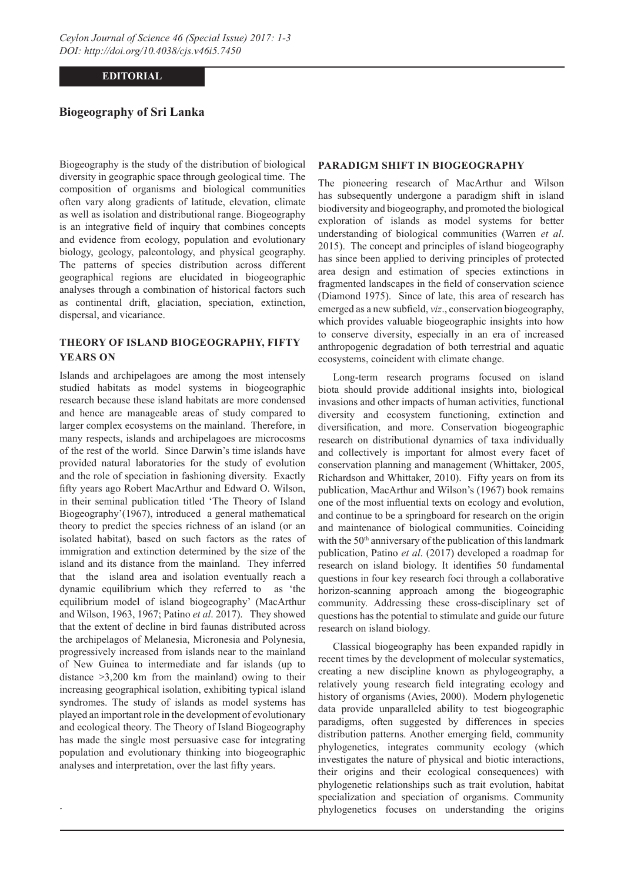**EDITORIAL**

# Biogeography of Sri Lanka

Biogeography is the study of the distribution of biological diversity in geographic space through geological time. The composition of organisms and biological communities often vary along gradients of latitude, elevation, climate as well as isolation and distributional range. Biogeography is an integrative field of inquiry that combines concepts and evidence from ecology, population and evolutionary biology, geology, paleontology, and physical geography. The patterns of species distribution across different geographical regions are elucidated in biogeographic analyses through a combination of historical factors such as continental drift, glaciation, speciation, extinction, dispersal, and vicariance.

## THEORY OF ISLAND BIOGEOGRAPHY, FIFTY YEARS ON

Islands and archipelagoes are among the most intensely studied habitats as model systems in biogeographic research because these island habitats are more condensed and hence are manageable areas of study compared to larger complex ecosystems on the mainland. Therefore, in many respects, islands and archipelagoes are microcosms of the rest of the world. Since Darwin's time islands have provided natural laboratories for the study of evolution and the role of speciation in fashioning diversity. Exactly fifty years ago Robert MacArthur and Edward O. Wilson, in their seminal publication titled 'The Theory of Island Biogeography'(1967), introduced a general mathematical theory to predict the species richness of an island (or an isolated habitat), based on such factors as the rates of immigration and extinction determined by the size of the island and its distance from the mainland. They inferred that the island area and isolation eventually reach a dynamic equilibrium which they referred to as 'the equilibrium model of island biogeography' (MacArthur and Wilson, 1963, 1967; Patino *et al*. 2017). They showed that the extent of decline in bird faunas distributed across the archipelagos of Melanesia, Micronesia and Polynesia, progressively increased from islands near to the mainland of New Guinea to intermediate and far islands (up to distance >3,200 km from the mainland) owing to their increasing geographical isolation, exhibiting typical island syndromes. The study of islands as model systems has played an important role in the development of evolutionary and ecological theory. The Theory of Island Biogeography has made the single most persuasive case for integrating population and evolutionary thinking into biogeographic analyses and interpretation, over the last fifty years.

## PARADIGM SHIFT IN BIOGEOGRAPHY

The pioneering research of MacArthur and Wilson has subsequently undergone a paradigm shift in island biodiversity and biogeography, and promoted the biological exploration of islands as model systems for better understanding of biological communities (Warren *et al*. 2015). The concept and principles of island biogeography has since been applied to deriving principles of protected area design and estimation of species extinctions in fragmented landscapes in the field of conservation science (Diamond 1975). Since of late, this area of research has emerged as a new subfield, *viz*., conservation biogeography, which provides valuable biogeographic insights into how to conserve diversity, especially in an era of increased anthropogenic degradation of both terrestrial and aquatic ecosystems, coincident with climate change.

Long-term research programs focused on island biota should provide additional insights into, biological invasions and other impacts of human activities, functional diversity and ecosystem functioning, extinction and diversification, and more. Conservation biogeographic research on distributional dynamics of taxa individually and collectively is important for almost every facet of conservation planning and management (Whittaker, 2005, Richardson and Whittaker, 2010). Fifty years on from its publication, MacArthur and Wilson's (1967) book remains one of the most influential texts on ecology and evolution, and continue to be a springboard for research on the origin and maintenance of biological communities. Coinciding with the 50th anniversary of the publication of this landmark publication, Patino *et al*. (2017) developed a roadmap for research on island biology. It identifies 50 fundamental questions in four key research foci through a collaborative horizon-scanning approach among the biogeographic community. Addressing these cross-disciplinary set of questions has the potential to stimulate and guide our future research on island biology.

Classical biogeography has been expanded rapidly in recent times by the development of molecular systematics, creating a new discipline known as phylogeography, a relatively young research field integrating ecology and history of organisms (Avies, 2000). Modern phylogenetic data provide unparalleled ability to test biogeographic paradigms, often suggested by differences in species distribution patterns. Another emerging field, community phylogenetics, integrates community ecology (which investigates the nature of physical and biotic interactions, their origins and their ecological consequences) with phylogenetic relationships such as trait evolution, habitat specialization and speciation of organisms. Community phylogenetics focuses on understanding the origins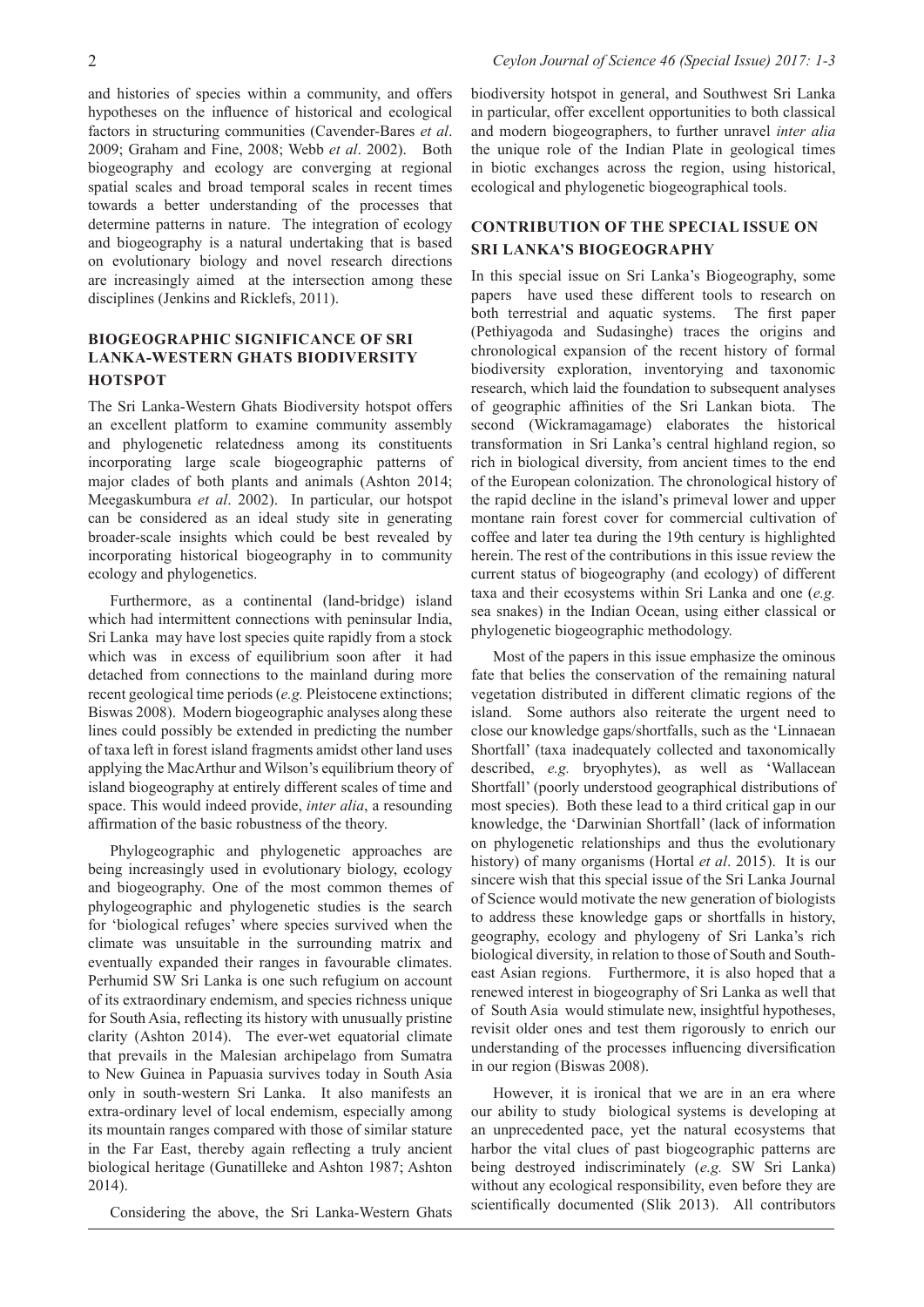and histories of species within a community, and offers hypotheses on the influence of historical and ecological factors in structuring communities (Cavender-Bares *et al*. 2009; Graham and Fine, 2008; Webb *et al*. 2002). Both biogeography and ecology are converging at regional spatial scales and broad temporal scales in recent times towards a better understanding of the processes that determine patterns in nature. The integration of ecology and biogeography is a natural undertaking that is based on evolutionary biology and novel research directions are increasingly aimed at the intersection among these disciplines (Jenkins and Ricklefs, 2011).

## BIOGEOGRAPHIC SIGNIFICANCE OF SRI LANKA-WESTERN GHATS BIODIVERSITY HOTSPOT

The Sri Lanka-Western Ghats Biodiversity hotspot offers an excellent platform to examine community assembly and phylogenetic relatedness among its constituents incorporating large scale biogeographic patterns of major clades of both plants and animals (Ashton 2014; Meegaskumbura *et al*. 2002). In particular, our hotspot can be considered as an ideal study site in generating broader-scale insights which could be best revealed by incorporating historical biogeography in to community ecology and phylogenetics.

Furthermore, as a continental (land-bridge) island which had intermittent connections with peninsular India, Sri Lanka may have lost species quite rapidly from a stock which was in excess of equilibrium soon after it had detached from connections to the mainland during more recent geological time periods (*e.g.* Pleistocene extinctions; Biswas 2008). Modern biogeographic analyses along these lines could possibly be extended in predicting the number of taxa left in forest island fragments amidst other land uses applying the MacArthur and Wilson's equilibrium theory of island biogeography at entirely different scales of time and space. This would indeed provide, *inter alia*, a resounding affirmation of the basic robustness of the theory.

Phylogeographic and phylogenetic approaches are being increasingly used in evolutionary biology, ecology and biogeography. One of the most common themes of phylogeographic and phylogenetic studies is the search for 'biological refuges' where species survived when the climate was unsuitable in the surrounding matrix and eventually expanded their ranges in favourable climates. Perhumid SW Sri Lanka is one such refugium on account of its extraordinary endemism, and species richness unique for South Asia, reflecting its history with unusually pristine clarity (Ashton 2014). The ever-wet equatorial climate that prevails in the Malesian archipelago from Sumatra to New Guinea in Papuasia survives today in South Asia only in south-western Sri Lanka. It also manifests an extra-ordinary level of local endemism, especially among its mountain ranges compared with those of similar stature in the Far East, thereby again reflecting a truly ancient biological heritage (Gunatilleke and Ashton 1987; Ashton 2014).

Considering the above, the Sri Lanka-Western Ghats biodiversity hotspot in general, and Southwest Sri Lanka in particular, offer excellent opportunities to both classical and modern biogeographers, to further unravel *inter alia* the unique role of the Indian Plate in geological times in biotic exchanges across the region, using historical, ecological and phylogenetic biogeographical tools.

## CONTRIBUTION OF THE SPECIAL ISSUE ON SRI LANKA'S BIOGEOGRAPHY

In this special issue on Sri Lanka's Biogeography, some papers have used these different tools to research on both terrestrial and aquatic systems. The first paper (Pethiyagoda and Sudasinghe) traces the origins and chronological expansion of the recent history of formal biodiversity exploration, inventorying and taxonomic research, which laid the foundation to subsequent analyses of geographic affinities of the Sri Lankan biota. The second (Wickramagamage) elaborates the historical transformation in Sri Lanka's central highland region, so rich in biological diversity, from ancient times to the end of the European colonization. The chronological history of the rapid decline in the island's primeval lower and upper montane rain forest cover for commercial cultivation of coffee and later tea during the 19th century is highlighted herein. The rest of the contributions in this issue review the current status of biogeography (and ecology) of different taxa and their ecosystems within Sri Lanka and one (*e.g.* sea snakes) in the Indian Ocean, using either classical or phylogenetic biogeographic methodology.

Most of the papers in this issue emphasize the ominous fate that belies the conservation of the remaining natural vegetation distributed in different climatic regions of the island. Some authors also reiterate the urgent need to close our knowledge gaps/shortfalls, such as the 'Linnaean Shortfall' (taxa inadequately collected and taxonomically described, *e.g.* bryophytes), as well as 'Wallacean Shortfall' (poorly understood geographical distributions of most species). Both these lead to a third critical gap in our knowledge, the 'Darwinian Shortfall' (lack of information on phylogenetic relationships and thus the evolutionary history) of many organisms (Hortal *et al*. 2015). It is our sincere wish that this special issue of the Sri Lanka Journal of Science would motivate the new generation of biologists to address these knowledge gaps or shortfalls in history, geography, ecology and phylogeny of Sri Lanka's rich biological diversity, in relation to those of South and South-east Asian regions. Furthermore, it is also hoped that a renewed interest in biogeography of Sri Lanka as well that of South Asia would stimulate new, insightful hypotheses, revisit older ones and test them rigorously to enrich our understanding of the processes influencing diversification in our region (Biswas 2008).

However, it is ironical that we are in an era where our ability to study biological systems is developing at an unprecedented pace, yet the natural ecosystems that harbor the vital clues of past biogeographic patterns are being destroyed indiscriminately (*e.g.* SW Sri Lanka) without any ecological responsibility, even before they are scientifically documented (Slik 2013). All contributors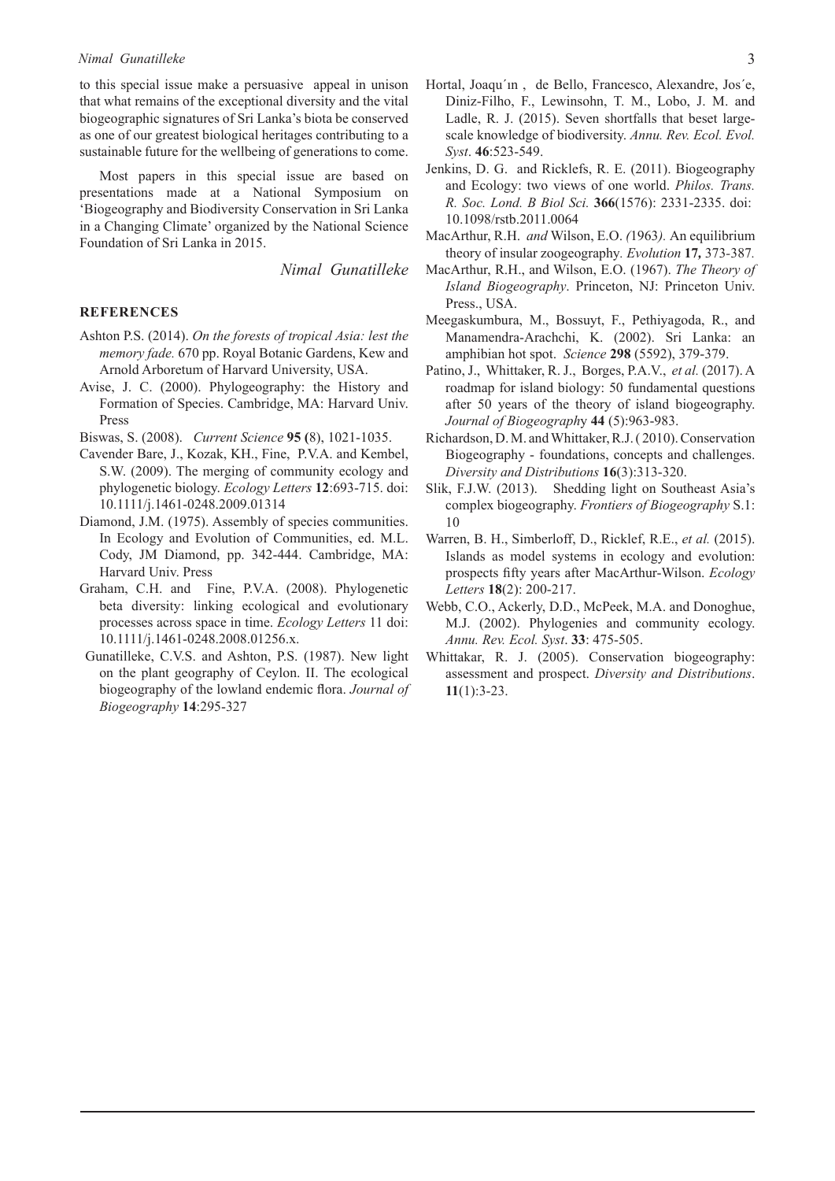to this special issue make a persuasive appeal in unison that what remains of the exceptional diversity and the vital biogeographic signatures of Sri Lanka's biota be conserved as one of our greatest biological heritages contributing to a sustainable future for the wellbeing of generations to come.

Most papers in this special issue are based on presentations made at a National Symposium on 'Biogeography and Biodiversity Conservation in Sri Lanka in a Changing Climate' organized by the National Science Foundation of Sri Lanka in 2015.

*Nimal Gunatilleke*

## REFERENCES

Ashton P.S. (2014). *On the forests of tropical Asia: lest the memory fade.* 670 pp. Royal Botanic Gardens, Kew and Arnold Arboretum of Harvard University, USA.

Avise, J. C. (2000). Phylogeography: the History and Formation of Species. Cambridge, MA: Harvard Univ. Press

Biswas, S. (2008). *Current Science* **95 (**8), 1021-1035.

Cavender Bare, J., Kozak, KH., Fine, P.V.A. and Kembel, S.W. (2009). The merging of community ecology and phylogenetic biology. *Ecology Letters* **12**:693-715. doi: 10.1111/j.1461-0248.2009.01314

Diamond, J.M. (1975). Assembly of species communities. In Ecology and Evolution of Communities, ed. M.L. Cody, JM Diamond, pp. 342-444. Cambridge, MA: Harvard Univ. Press

Graham, C.H. and Fine, P.V.A. (2008). Phylogenetic beta diversity: linking ecological and evolutionary processes across space in time. *Ecology Letters* 11 doi: 10.1111/j.1461-0248.2008.01256.x.

Gunatilleke, C.V.S. and Ashton, P.S. (1987). New light on the plant geography of Ceylon. II. The ecological biogeography of the lowland endemic flora. *Journal of Biogeography* **14**:295-327

Hortal, Joaqu´ın , de Bello, Francesco, Alexandre, Jos´e, Diniz-Filho, F., Lewinsohn, T. M., Lobo, J. M. and Ladle, R. J. (2015). Seven shortfalls that beset large-scale knowledge of biodiversity. *Annu. Rev. Ecol. Evol. Syst*. **46**:523-549.

Jenkins, D. G. and Ricklefs, R. E. (2011). Biogeography and Ecology: two views of one world. *Philos. Trans. R. Soc. Lond. B Biol Sci.* **366**(1576): 2331-2335. doi: 10.1098/rstb.2011.0064

MacArthur, R.H. *and* Wilson, E.O. *(*1963*).* An equilibrium theory of insular zoogeography*. Evolution* **17,** 373-387*.*

MacArthur, R.H., and Wilson, E.O. (1967). *The Theory of Island Biogeography*. Princeton, NJ: Princeton Univ. Press., USA.

Meegaskumbura, M., Bossuyt, F., Pethiyagoda, R., and Manamendra-Arachchi, K. (2002). Sri Lanka: an amphibian hot spot. *Science* **298** (5592), 379-379.

Patino, J., Whittaker, R. J., Borges, P.A.V., *et al.* (2017). A roadmap for island biology: 50 fundamental questions after 50 years of the theory of island biogeography. *Journal of Biogeograph*y **44** (5):963-983.

Richardson, D. M. and Whittaker, R.J. ( 2010). Conservation Biogeography - foundations, concepts and challenges. *Diversity and Distributions* **16**(3):313-320.

Slik, F.J.W. (2013). Shedding light on Southeast Asia's complex biogeography. *Frontiers of Biogeography* S.1: 10

Warren, B. H., Simberloff, D., Ricklef, R.E., *et al.* (2015). Islands as model systems in ecology and evolution: prospects fifty years after MacArthur-Wilson. *Ecology Letters* **18**(2): 200-217.

Webb, C.O., Ackerly, D.D., McPeek, M.A. and Donoghue, M.J. (2002). Phylogenies and community ecology. *Annu. Rev. Ecol. Syst*. **33**: 475-505.

Whittakar, R. J. (2005). Conservation biogeography: assessment and prospect. *Diversity and Distributions*. **11**(1):3-23.